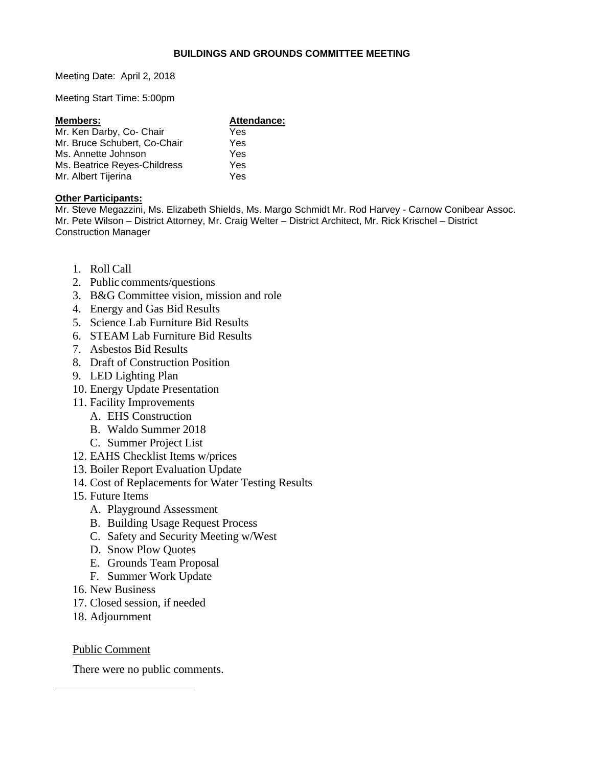# BUILDINGS AND GROUNDS COMMITTEE MEETING

Meeting Date: April 2, 2018

Meeting Start Time: 5:00pm

| **Members:** | **Attendance:** |
| --- | --- |
| Mr. Ken Darby, Co- Chair | Yes |
| Mr. Bruce Schubert, Co-Chair | Yes |
| Ms. Annette Johnson | Yes |
| Ms. Beatrice Reyes-Childress | Yes |
| Mr. Albert Tijerina | Yes |

**Other Participants:**

Mr. Steve Megazzini, Ms. Elizabeth Shields, Ms. Margo Schmidt Mr. Rod Harvey - Carnow Conibear Assoc. Mr. Pete Wilson – District Attorney, Mr. Craig Welter – District Architect, Mr. Rick Krischel – District Construction Manager

1. Roll Call
2. Public comments/questions
3. B&G Committee vision, mission and role
4. Energy and Gas Bid Results
5. Science Lab Furniture Bid Results
6. STEAM Lab Furniture Bid Results
7. Asbestos Bid Results
8. Draft of Construction Position
9. LED Lighting Plan
10. Energy Update Presentation
11. Facility Improvements
    - A. EHS Construction
    - B. Waldo Summer 2018
    - C. Summer Project List
12. EAHS Checklist Items w/prices
13. Boiler Report Evaluation Update
14. Cost of Replacements for Water Testing Results
15. Future Items
    - A. Playground Assessment
    - B. Building Usage Request Process
    - C. Safety and Security Meeting w/West
    - D. Snow Plow Quotes
    - E. Grounds Team Proposal
    - F. Summer Work Update
16. New Business
17. Closed session, if needed
18. Adjournment

Public Comment

There were no public comments.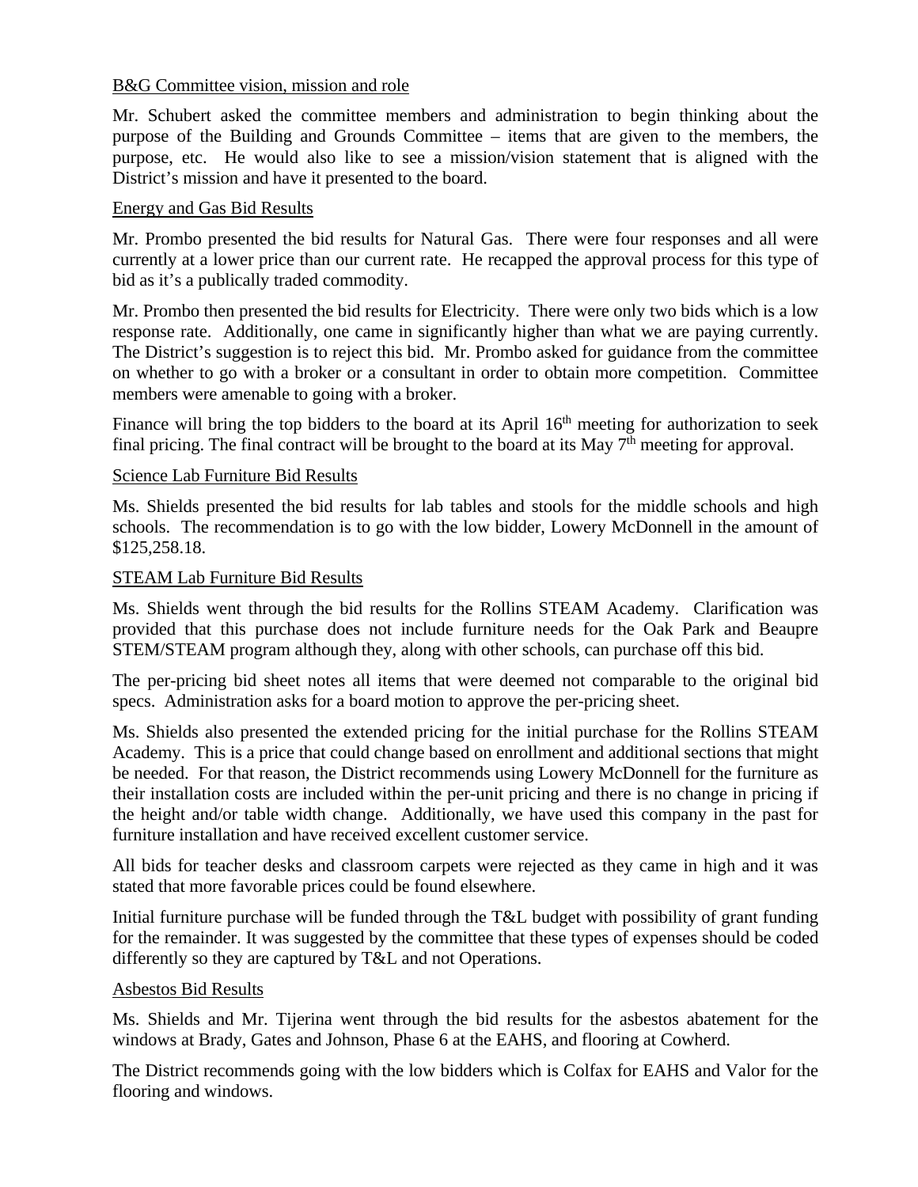B&G Committee vision, mission and role

Mr. Schubert asked the committee members and administration to begin thinking about the purpose of the Building and Grounds Committee – items that are given to the members, the purpose, etc. He would also like to see a mission/vision statement that is aligned with the District's mission and have it presented to the board.

Energy and Gas Bid Results

Mr. Prombo presented the bid results for Natural Gas. There were four responses and all were currently at a lower price than our current rate. He recapped the approval process for this type of bid as it's a publically traded commodity.

Mr. Prombo then presented the bid results for Electricity. There were only two bids which is a low response rate. Additionally, one came in significantly higher than what we are paying currently. The District's suggestion is to reject this bid. Mr. Prombo asked for guidance from the committee on whether to go with a broker or a consultant in order to obtain more competition. Committee members were amenable to going with a broker.

Finance will bring the top bidders to the board at its April 16th meeting for authorization to seek final pricing. The final contract will be brought to the board at its May 7th meeting for approval.

Science Lab Furniture Bid Results

Ms. Shields presented the bid results for lab tables and stools for the middle schools and high schools. The recommendation is to go with the low bidder, Lowery McDonnell in the amount of $125,258.18.

STEAM Lab Furniture Bid Results

Ms. Shields went through the bid results for the Rollins STEAM Academy. Clarification was provided that this purchase does not include furniture needs for the Oak Park and Beaupre STEM/STEAM program although they, along with other schools, can purchase off this bid.

The per-pricing bid sheet notes all items that were deemed not comparable to the original bid specs. Administration asks for a board motion to approve the per-pricing sheet.

Ms. Shields also presented the extended pricing for the initial purchase for the Rollins STEAM Academy. This is a price that could change based on enrollment and additional sections that might be needed. For that reason, the District recommends using Lowery McDonnell for the furniture as their installation costs are included within the per-unit pricing and there is no change in pricing if the height and/or table width change. Additionally, we have used this company in the past for furniture installation and have received excellent customer service.

All bids for teacher desks and classroom carpets were rejected as they came in high and it was stated that more favorable prices could be found elsewhere.

Initial furniture purchase will be funded through the T&L budget with possibility of grant funding for the remainder. It was suggested by the committee that these types of expenses should be coded differently so they are captured by T&L and not Operations.

Asbestos Bid Results

Ms. Shields and Mr. Tijerina went through the bid results for the asbestos abatement for the windows at Brady, Gates and Johnson, Phase 6 at the EAHS, and flooring at Cowherd.

The District recommends going with the low bidders which is Colfax for EAHS and Valor for the flooring and windows.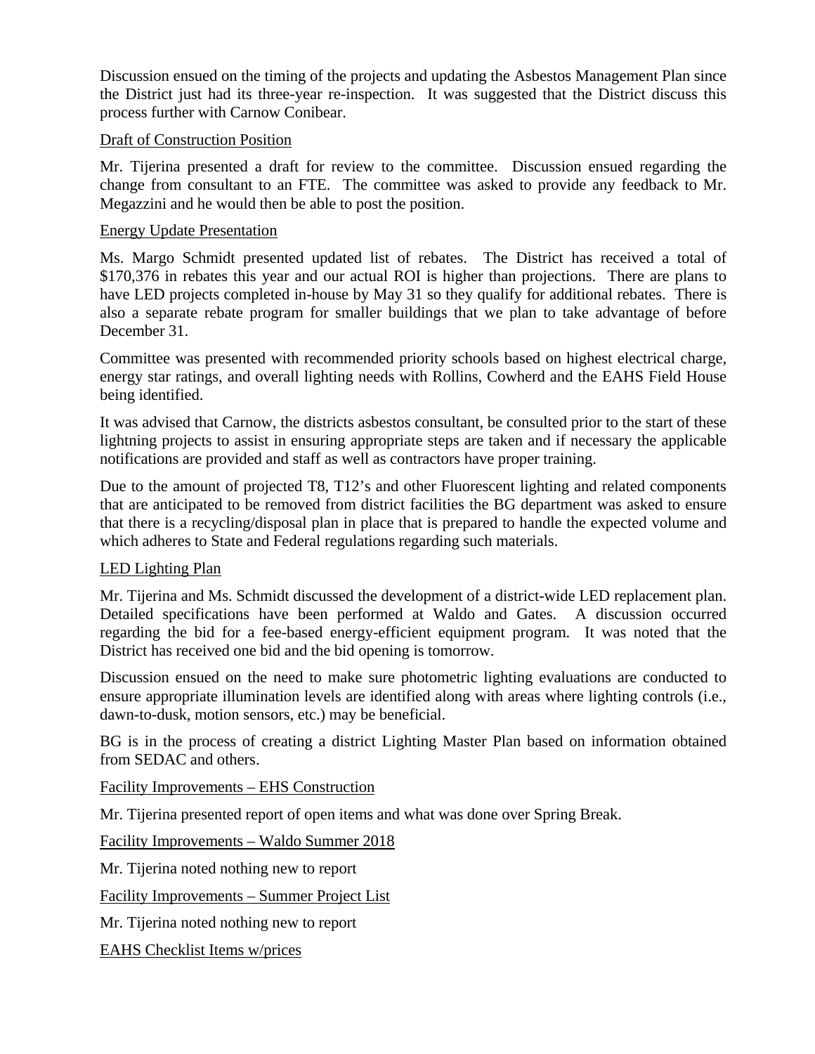Discussion ensued on the timing of the projects and updating the Asbestos Management Plan since the District just had its three-year re-inspection. It was suggested that the District discuss this process further with Carnow Conibear.

Draft of Construction Position

Mr. Tijerina presented a draft for review to the committee. Discussion ensued regarding the change from consultant to an FTE. The committee was asked to provide any feedback to Mr. Megazzini and he would then be able to post the position.

Energy Update Presentation

Ms. Margo Schmidt presented updated list of rebates. The District has received a total of $170,376 in rebates this year and our actual ROI is higher than projections. There are plans to have LED projects completed in-house by May 31 so they qualify for additional rebates. There is also a separate rebate program for smaller buildings that we plan to take advantage of before December 31.

Committee was presented with recommended priority schools based on highest electrical charge, energy star ratings, and overall lighting needs with Rollins, Cowherd and the EAHS Field House being identified.

It was advised that Carnow, the districts asbestos consultant, be consulted prior to the start of these lightning projects to assist in ensuring appropriate steps are taken and if necessary the applicable notifications are provided and staff as well as contractors have proper training.

Due to the amount of projected T8, T12's and other Fluorescent lighting and related components that are anticipated to be removed from district facilities the BG department was asked to ensure that there is a recycling/disposal plan in place that is prepared to handle the expected volume and which adheres to State and Federal regulations regarding such materials.

LED Lighting Plan

Mr. Tijerina and Ms. Schmidt discussed the development of a district-wide LED replacement plan. Detailed specifications have been performed at Waldo and Gates. A discussion occurred regarding the bid for a fee-based energy-efficient equipment program. It was noted that the District has received one bid and the bid opening is tomorrow.

Discussion ensued on the need to make sure photometric lighting evaluations are conducted to ensure appropriate illumination levels are identified along with areas where lighting controls (i.e., dawn-to-dusk, motion sensors, etc.) may be beneficial.

BG is in the process of creating a district Lighting Master Plan based on information obtained from SEDAC and others.

Facility Improvements – EHS Construction

Mr. Tijerina presented report of open items and what was done over Spring Break.

Facility Improvements – Waldo Summer 2018

Mr. Tijerina noted nothing new to report

Facility Improvements – Summer Project List

Mr. Tijerina noted nothing new to report

EAHS Checklist Items w/prices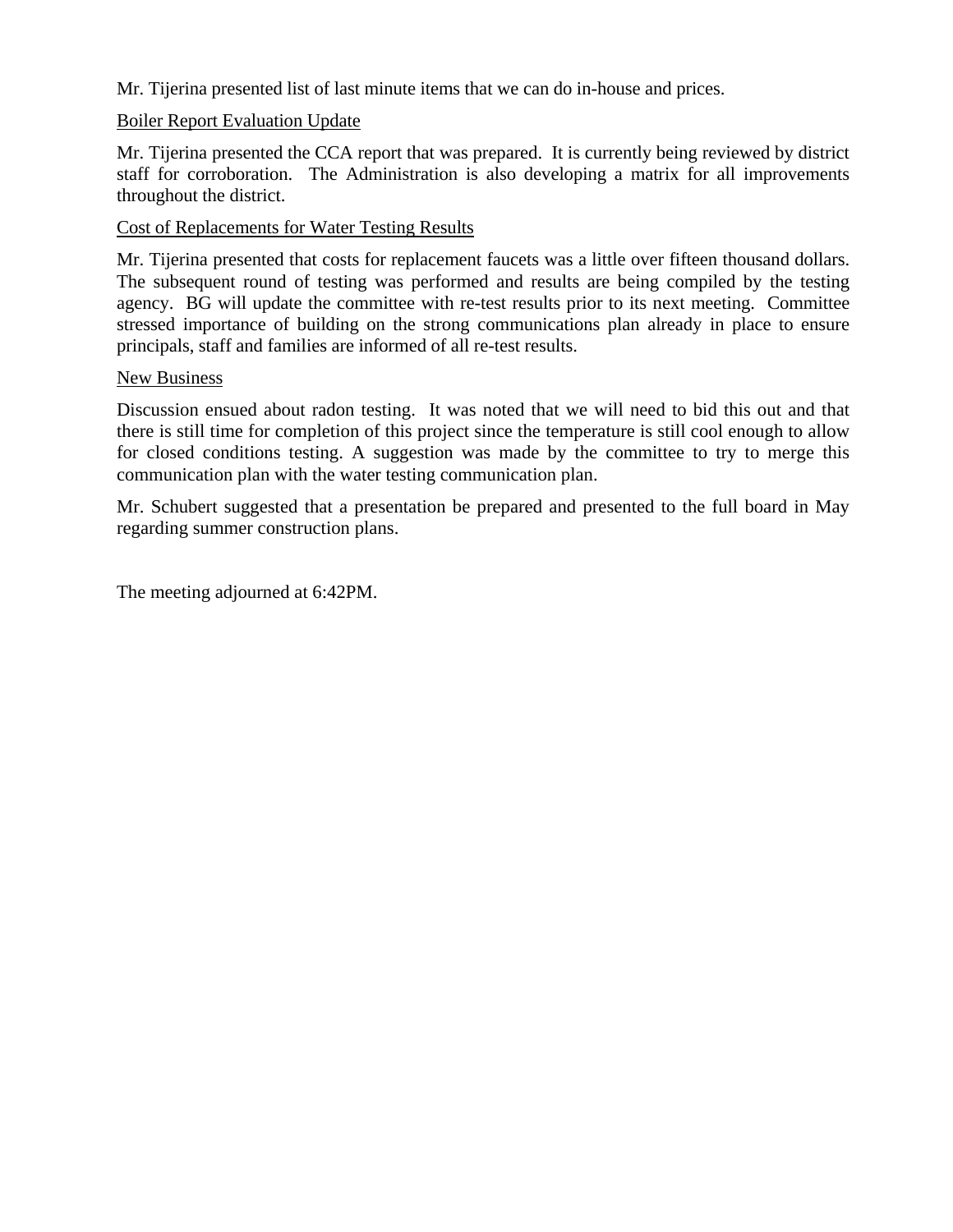Mr. Tijerina presented list of last minute items that we can do in-house and prices.

Boiler Report Evaluation Update

Mr. Tijerina presented the CCA report that was prepared. It is currently being reviewed by district staff for corroboration. The Administration is also developing a matrix for all improvements throughout the district.

Cost of Replacements for Water Testing Results

Mr. Tijerina presented that costs for replacement faucets was a little over fifteen thousand dollars. The subsequent round of testing was performed and results are being compiled by the testing agency. BG will update the committee with re-test results prior to its next meeting. Committee stressed importance of building on the strong communications plan already in place to ensure principals, staff and families are informed of all re-test results.

New Business

Discussion ensued about radon testing. It was noted that we will need to bid this out and that there is still time for completion of this project since the temperature is still cool enough to allow for closed conditions testing. A suggestion was made by the committee to try to merge this communication plan with the water testing communication plan.

Mr. Schubert suggested that a presentation be prepared and presented to the full board in May regarding summer construction plans.

The meeting adjourned at 6:42PM.